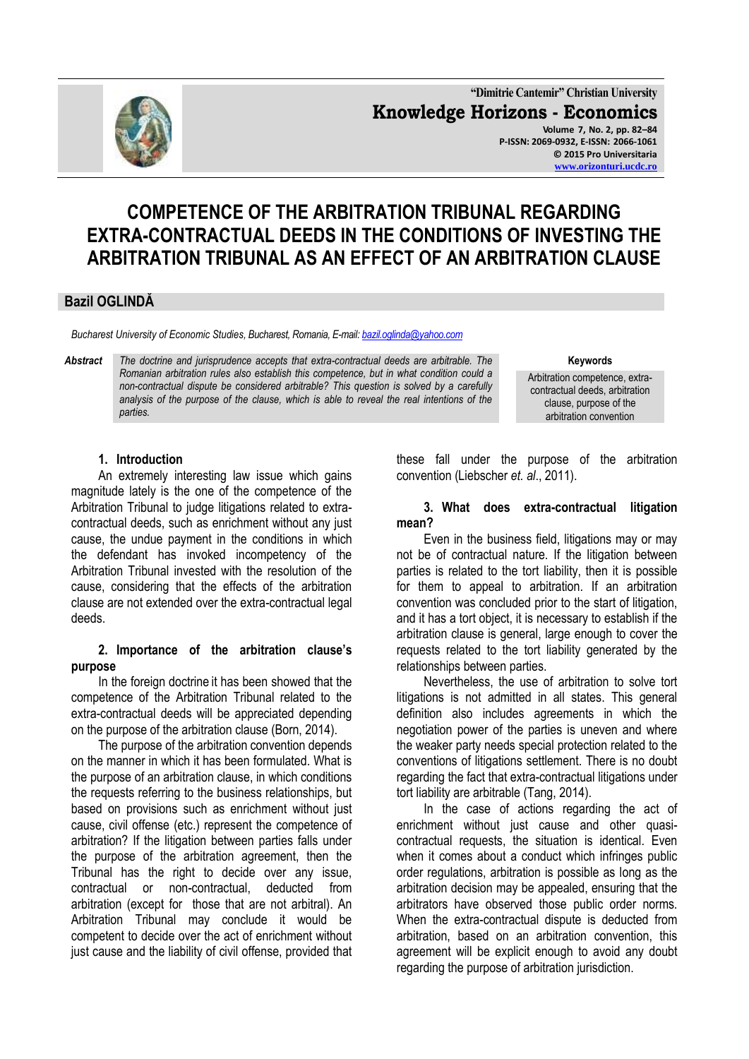# COMPETENCE OF THE ARBITRATION TRIBUNAL REGARDING EXTRA-CONTRACTUAL DEEDS IN THE CONDITIONS OF INVESTING THE ARBITRATION TRIBUNAL AS AN EFFECT OF AN ARBITRATION CLAUSE

## Bazil OGLINDĂ

*Bucharest University of Economic Studies, Bucharest, Romania, E-mail: bazil.oglinda@yahoo.com*

***Abstract*** *The doctrine and jurisprudence accepts that extra-contractual deeds are arbitrable. The Romanian arbitration rules also establish this competence, but in what condition could a non-contractual dispute be considered arbitrable? This question is solved by a carefully analysis of the purpose of the clause, which is able to reveal the real intentions of the parties.*

**Keywords**
Arbitration competence, extra-contractual deeds, arbitration clause, purpose of the arbitration convention

### 1. Introduction

An extremely interesting law issue which gains magnitude lately is the one of the competence of the Arbitration Tribunal to judge litigations related to extra-contractual deeds, such as enrichment without any just cause, the undue payment in the conditions in which the defendant has invoked incompetency of the Arbitration Tribunal invested with the resolution of the cause, considering that the effects of the arbitration clause are not extended over the extra-contractual legal deeds.

### 2. Importance of the arbitration clause's purpose

In the foreign doctrine it has been showed that the competence of the Arbitration Tribunal related to the extra-contractual deeds will be appreciated depending on the purpose of the arbitration clause (Born, 2014).

The purpose of the arbitration convention depends on the manner in which it has been formulated. What is the purpose of an arbitration clause, in which conditions the requests referring to the business relationships, but based on provisions such as enrichment without just cause, civil offense (etc.) represent the competence of arbitration? If the litigation between parties falls under the purpose of the arbitration agreement, then the Tribunal has the right to decide over any issue, contractual or non-contractual, deducted from arbitration (except for those that are not arbitral). An Arbitration Tribunal may conclude it would be competent to decide over the act of enrichment without just cause and the liability of civil offense, provided that these fall under the purpose of the arbitration convention (Liebscher *et. al*., 2011).

### 3. What does extra-contractual litigation mean?

Even in the business field, litigations may or may not be of contractual nature. If the litigation between parties is related to the tort liability, then it is possible for them to appeal to arbitration. If an arbitration convention was concluded prior to the start of litigation, and it has a tort object, it is necessary to establish if the arbitration clause is general, large enough to cover the requests related to the tort liability generated by the relationships between parties.

Nevertheless, the use of arbitration to solve tort litigations is not admitted in all states. This general definition also includes agreements in which the negotiation power of the parties is uneven and where the weaker party needs special protection related to the conventions of litigations settlement. There is no doubt regarding the fact that extra-contractual litigations under tort liability are arbitrable (Tang, 2014).

In the case of actions regarding the act of enrichment without just cause and other quasi-contractual requests, the situation is identical. Even when it comes about a conduct which infringes public order regulations, arbitration is possible as long as the arbitration decision may be appealed, ensuring that the arbitrators have observed those public order norms. When the extra-contractual dispute is deducted from arbitration, based on an arbitration convention, this agreement will be explicit enough to avoid any doubt regarding the purpose of arbitration jurisdiction.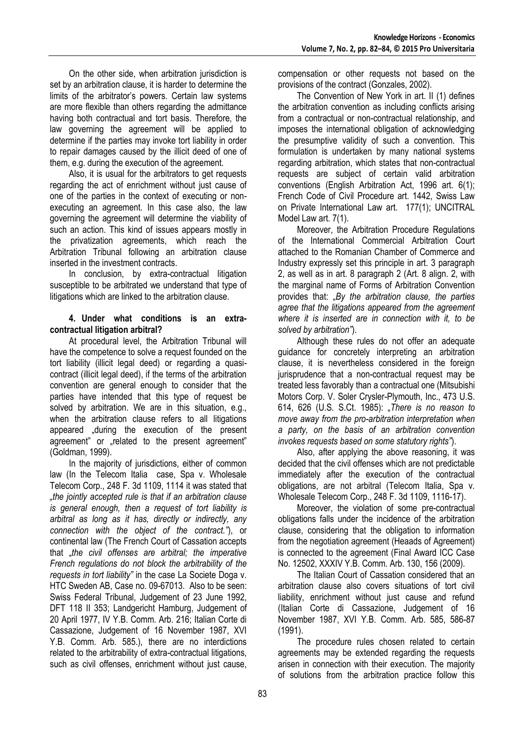On the other side, when arbitration jurisdiction is set by an arbitration clause, it is harder to determine the limits of the arbitrator's powers. Certain law systems are more flexible than others regarding the admittance having both contractual and tort basis. Therefore, the law governing the agreement will be applied to determine if the parties may invoke tort liability in order to repair damages caused by the illicit deed of one of them, e.g. during the execution of the agreement.

Also, it is usual for the arbitrators to get requests regarding the act of enrichment without just cause of one of the parties in the context of executing or non-executing an agreement. In this case also, the law governing the agreement will determine the viability of such an action. This kind of issues appears mostly in the privatization agreements, which reach the Arbitration Tribunal following an arbitration clause inserted in the investment contracts.

In conclusion, by extra-contractual litigation susceptible to be arbitrated we understand that type of litigations which are linked to the arbitration clause.

### 4. Under what conditions is an extra-contractual litigation arbitral?

At procedural level, the Arbitration Tribunal will have the competence to solve a request founded on the tort liability (illicit legal deed) or regarding a quasi-contract (illicit legal deed), if the terms of the arbitration convention are general enough to consider that the parties have intended that this type of request be solved by arbitration. We are in this situation, e.g., when the arbitration clause refers to all litigations appeared „during the execution of the present agreement" or „related to the present agreement" (Goldman, 1999).

In the majority of jurisdictions, either of common law (In the Telecom Italia case, Spa v. Wholesale Telecom Corp., 248 F. 3d 1109, 1114 it was stated that *„the jointly accepted rule is that if an arbitration clause is general enough, then a request of tort liability is arbitral as long as it has, directly or indirectly, any connection with the object of the contract."*), or continental law (The French Court of Cassation accepts that *„the civil offenses are arbitral; the imperative French regulations do not block the arbitrability of the requests in tort liability"* in the case La Societe Doga v. HTC Sweden AB, Case no. 09-67013. Also to be seen: Swiss Federal Tribunal, Judgement of 23 June 1992, DFT 118 II 353; Landgericht Hamburg, Judgement of 20 April 1977, IV Y.B. Comm. Arb. 216; Italian Corte di Cassazione, Judgement of 16 November 1987, XVI Y.B. Comm. Arb. 585.), there are no interdictions related to the arbitrability of extra-contractual litigations, such as civil offenses, enrichment without just cause, compensation or other requests not based on the provisions of the contract (Gonzales, 2002).

The Convention of New York in art. II (1) defines the arbitration convention as including conflicts arising from a contractual or non-contractual relationship, and imposes the international obligation of acknowledging the presumptive validity of such a convention. This formulation is undertaken by many national systems regarding arbitration, which states that non-contractual requests are subject of certain valid arbitration conventions (English Arbitration Act, 1996 art. 6(1); French Code of Civil Procedure art. 1442, Swiss Law on Private International Law art. 177(1); UNCITRAL Model Law art. 7(1).

Moreover, the Arbitration Procedure Regulations of the International Commercial Arbitration Court attached to the Romanian Chamber of Commerce and Industry expressly set this principle in art. 3 paragraph 2, as well as in art. 8 paragraph 2 (Art. 8 align. 2, with the marginal name of Forms of Arbitration Convention provides that: *„By the arbitration clause, the parties agree that the litigations appeared from the agreement where it is inserted are in connection with it, to be solved by arbitration"*).

Although these rules do not offer an adequate guidance for concretely interpreting an arbitration clause, it is nevertheless considered in the foreign jurisprudence that a non-contractual request may be treated less favorably than a contractual one (Mitsubishi Motors Corp. V. Soler Crysler-Plymouth, Inc., 473 U.S. 614, 626 (U.S. S.Ct. 1985): *„There is no reason to move away from the pro-arbitration interpretation when a party, on the basis of an arbitration convention invokes requests based on some statutory rights"*).

Also, after applying the above reasoning, it was decided that the civil offenses which are not predictable immediately after the execution of the contractual obligations, are not arbitral (Telecom Italia, Spa v. Wholesale Telecom Corp., 248 F. 3d 1109, 1116-17).

Moreover, the violation of some pre-contractual obligations falls under the incidence of the arbitration clause, considering that the obligation to information from the negotiation agreement (Heaads of Agreement) is connected to the agreement (Final Award ICC Case No. 12502, XXXIV Y.B. Comm. Arb. 130, 156 (2009).

The Italian Court of Cassation considered that an arbitration clause also covers situations of tort civil liability, enrichment without just cause and refund (Italian Corte di Cassazione, Judgement of 16 November 1987, XVI Y.B. Comm. Arb. 585, 586-87 (1991).

The procedure rules chosen related to certain agreements may be extended regarding the requests arisen in connection with their execution. The majority of solutions from the arbitration practice follow this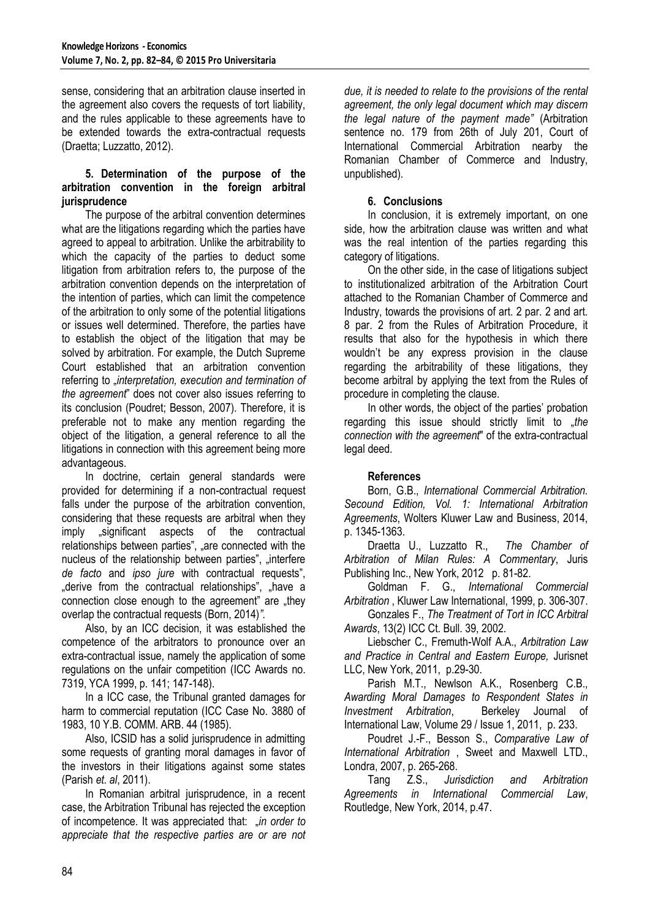sense, considering that an arbitration clause inserted in the agreement also covers the requests of tort liability, and the rules applicable to these agreements have to be extended towards the extra-contractual requests (Draetta; Luzzatto, 2012).

### 5. Determination of the purpose of the arbitration convention in the foreign arbitral jurisprudence

The purpose of the arbitral convention determines what are the litigations regarding which the parties have agreed to appeal to arbitration. Unlike the arbitrability to which the capacity of the parties to deduct some litigation from arbitration refers to, the purpose of the arbitration convention depends on the interpretation of the intention of parties, which can limit the competence of the arbitration to only some of the potential litigations or issues well determined. Therefore, the parties have to establish the object of the litigation that may be solved by arbitration. For example, the Dutch Supreme Court established that an arbitration convention referring to „*interpretation, execution and termination of the agreement*" does not cover also issues referring to its conclusion (Poudret; Besson, 2007). Therefore, it is preferable not to make any mention regarding the object of the litigation, a general reference to all the litigations in connection with this agreement being more advantageous.

In doctrine, certain general standards were provided for determining if a non-contractual request falls under the purpose of the arbitration convention, considering that these requests are arbitral when they imply „significant aspects of the contractual relationships between parties", „are connected with the nucleus of the relationship between parties", „interfere *de facto* and *ipso jure* with contractual requests", „derive from the contractual relationships", „have a connection close enough to the agreement" are „they overlap the contractual requests (Born, 2014)*"*.

Also, by an ICC decision, it was established the competence of the arbitrators to pronounce over an extra-contractual issue, namely the application of some regulations on the unfair competition (ICC Awards no. 7319, YCA 1999, p. 141; 147-148).

In a ICC case, the Tribunal granted damages for harm to commercial reputation (ICC Case No. 3880 of 1983, 10 Y.B. COMM. ARB. 44 (1985).

Also, ICSID has a solid jurisprudence in admitting some requests of granting moral damages in favor of the investors in their litigations against some states (Parish *et. al*, 2011).

In Romanian arbitral jurisprudence, in a recent case, the Arbitration Tribunal has rejected the exception of incompetence. It was appreciated that: „*in order to appreciate that the respective parties are or are not due, it is needed to relate to the provisions of the rental agreement, the only legal document which may discern the legal nature of the payment made"* (Arbitration sentence no. 179 from 26th of July 201, Court of International Commercial Arbitration nearby the Romanian Chamber of Commerce and Industry, unpublished).

### 6. Conclusions

In conclusion, it is extremely important, on one side, how the arbitration clause was written and what was the real intention of the parties regarding this category of litigations.

On the other side, in the case of litigations subject to institutionalized arbitration of the Arbitration Court attached to the Romanian Chamber of Commerce and Industry, towards the provisions of art. 2 par. 2 and art. 8 par. 2 from the Rules of Arbitration Procedure, it results that also for the hypothesis in which there wouldn't be any express provision in the clause regarding the arbitrability of these litigations, they become arbitral by applying the text from the Rules of procedure in completing the clause.

In other words, the object of the parties' probation regarding this issue should strictly limit to „*the connection with the agreement*" of the extra-contractual legal deed.

### References

Born, G.B., *International Commercial Arbitration. Secound Edition, Vol. 1: International Arbitration Agreements*, Wolters Kluwer Law and Business, 2014, p. 1345-1363.

Draetta U., Luzzatto R., *The Chamber of Arbitration of Milan Rules: A Commentary*, Juris Publishing Inc., New York, 2012 p. 81-82.

Goldman F. G., *International Commercial Arbitration* , Kluwer Law International, 1999, p. 306-307.

Gonzales F., *The Treatment of Tort in ICC Arbitral Awards*, 13(2) ICC Ct. Bull. 39, 2002.

Liebscher C., Fremuth-Wolf A.A., *Arbitration Law and Practice in Central and Eastern Europe,* Jurisnet LLC, New York, 2011, p.29-30.

Parish M.T., Newlson A.K., Rosenberg C.B., *Awarding Moral Damages to Respondent States in Investment Arbitration*, Berkeley Journal of International Law, Volume 29 / Issue 1, 2011, p. 233.

Poudret J.-F., Besson S., *Comparative Law of International Arbitration* , Sweet and Maxwell LTD., Londra, 2007, p. 265-268.

Tang Z.S., *Jurisdiction and Arbitration Agreements in International Commercial Law*, Routledge, New York, 2014, p.47.